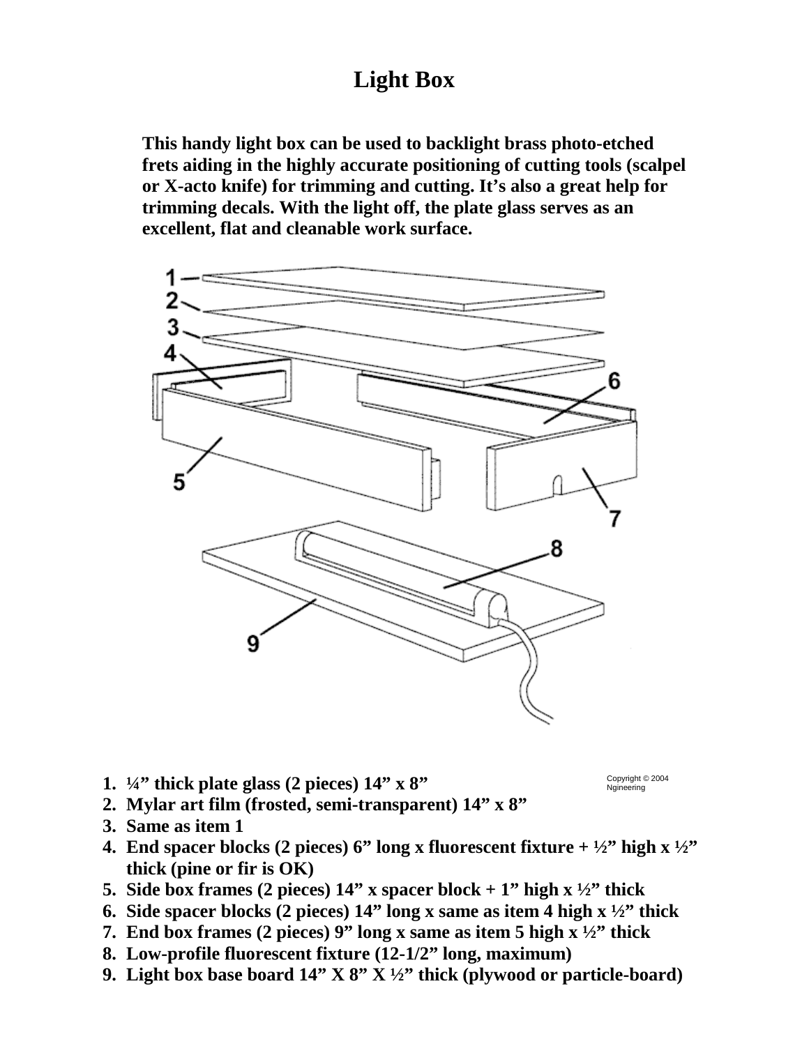# Light Box

**This handy light box can be used to backlight brass photo-etched frets aiding in the highly accurate positioning of cutting tools (scalpel or X-acto knife) for trimming and cutting. It's also a great help for trimming decals. With the light off, the plate glass serves as an excellent, flat and cleanable work surface.**

Copyright © 2004 Ngineering

1. **¼" thick plate glass (2 pieces) 14" x 8"**
2. **Mylar art film (frosted, semi-transparent) 14" x 8"**
3. **Same as item 1**
4. **End spacer blocks (2 pieces) 6" long x fluorescent fixture + ½" high x ½" thick (pine or fir is OK)**
5. **Side box frames (2 pieces) 14" x spacer block + 1" high x ½" thick**
6. **Side spacer blocks (2 pieces) 14" long x same as item 4 high x ½" thick**
7. **End box frames (2 pieces) 9" long x same as item 5 high x ½" thick**
8. **Low-profile fluorescent fixture (12-1/2" long, maximum)**
9. **Light box base board 14" X 8" X ½" thick (plywood or particle-board)**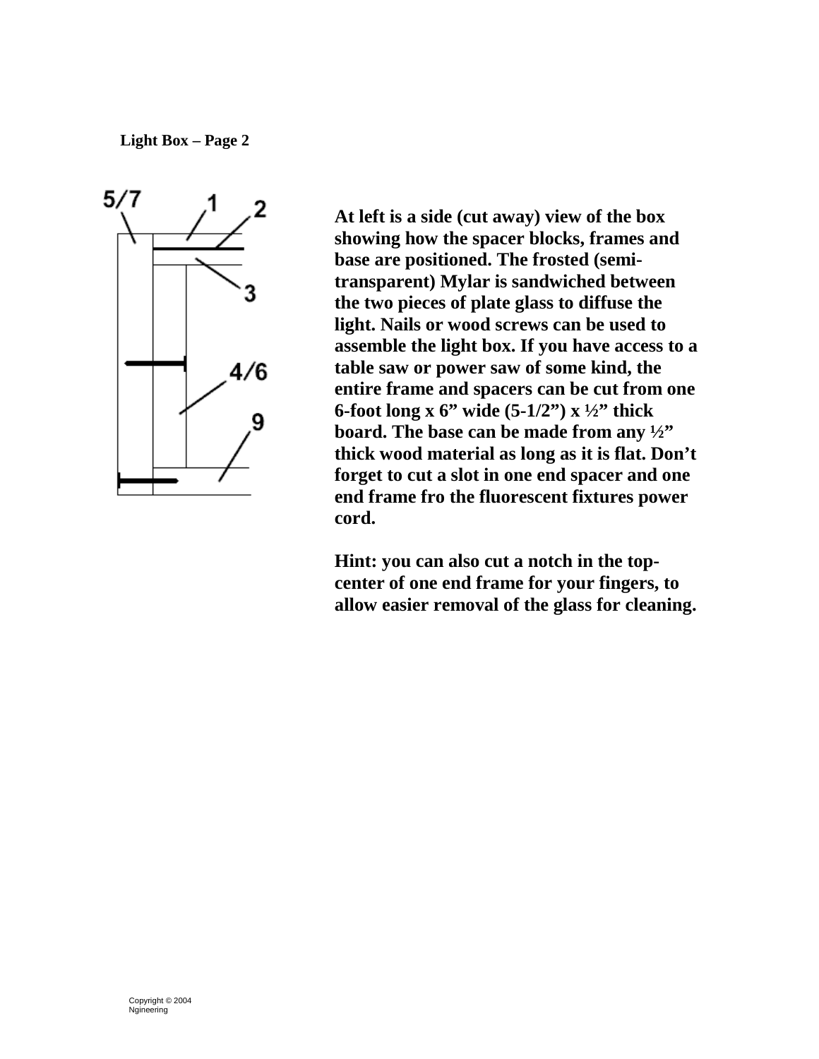5/7
1
2
3
4/6
9

**At left is a side (cut away) view of the box showing how the spacer blocks, frames and base are positioned. The frosted (semi-transparent) Mylar is sandwiched between the two pieces of plate glass to diffuse the light. Nails or wood screws can be used to assemble the light box. If you have access to a table saw or power saw of some kind, the entire frame and spacers can be cut from one 6-foot long x 6" wide (5-1/2") x ½" thick board. The base can be made from any ½" thick wood material as long as it is flat. Don't forget to cut a slot in one end spacer and one end frame fro the fluorescent fixtures power cord.**

**Hint: you can also cut a notch in the top-center of one end frame for your fingers, to allow easier removal of the glass for cleaning.**